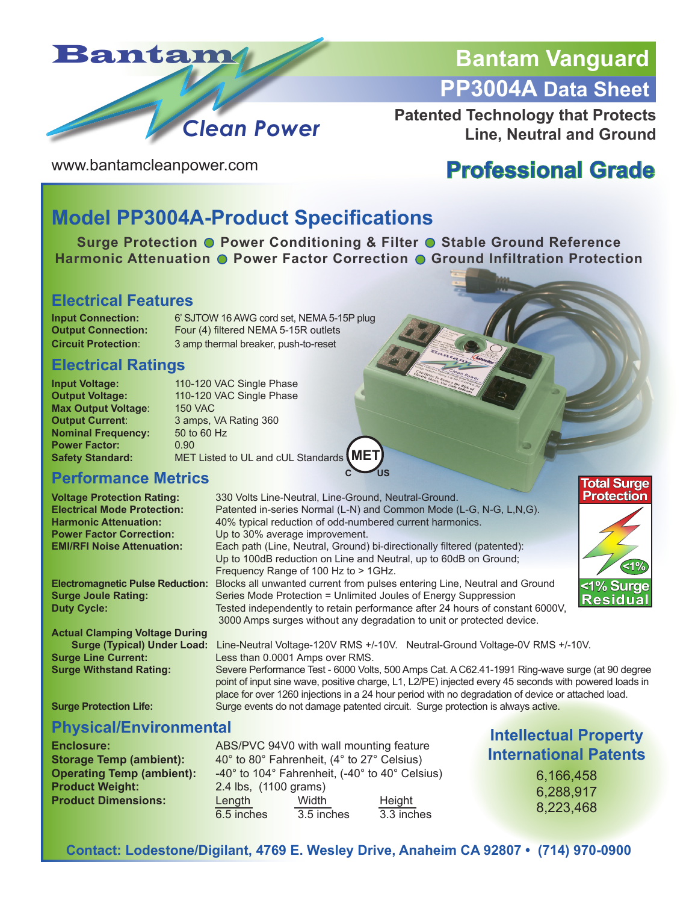# Bantam Vanguard

## PP3004A Data Sheet

**Patented Technology that Protects Line, Neutral and Ground**

Bantam Clean Power

www.bantamcleanpower.com

**Professional Grade**

## Model PP3004A-Product Specifications

**Surge Protection ● Power Conditioning & Filter ● Stable Ground Reference**
**Harmonic Attenuation ● Power Factor Correction ● Ground Infiltration Protection**

### Electrical Features

**Input Connection:** 6' SJTOW 16 AWG cord set, NEMA 5-15P plug
**Output Connection:** Four (4) filtered NEMA 5-15R outlets
**Circuit Protection:** 3 amp thermal breaker, push-to-reset

### Electrical Ratings

**Input Voltage:** 110-120 VAC Single Phase
**Output Voltage:** 110-120 VAC Single Phase
**Max Output Voltage:** 150 VAC
**Output Current:** 3 amps, VA Rating 360
**Nominal Frequency:** 50 to 60 Hz
**Power Factor:** 0.90
**Safety Standard:** MET Listed to UL and cUL Standards

### Performance Metrics

**Voltage Protection Rating:** 330 Volts Line-Neutral, Line-Ground, Neutral-Ground.
**Electrical Mode Protection:** Patented in-series Normal (L-N) and Common Mode (L-G, N-G, L,N,G).
**Harmonic Attenuation:** 40% typical reduction of odd-numbered current harmonics.
**Power Factor Correction:** Up to 30% average improvement.
**EMI/RFI Noise Attenuation:** Each path (Line, Neutral, Ground) bi-directionally filtered (patented): Up to 100dB reduction on Line and Neutral, up to 60dB on Ground; Frequency Range of 100 Hz to > 1GHz.
**Electromagnetic Pulse Reduction:** Blocks all unwanted current from pulses entering Line, Neutral and Ground
**Surge Joule Rating:** Series Mode Protection = Unlimited Joules of Energy Suppression
**Duty Cycle:** Tested independently to retain performance after 24 hours of constant 6000V, 3000 Amps surges without any degradation to unit or protected device.
**Actual Clamping Voltage During Surge (Typical) Under Load:** Line-Neutral Voltage-120V RMS +/-10V. Neutral-Ground Voltage-0V RMS +/-10V.
**Surge Line Current:** Less than 0.0001 Amps over RMS.
**Surge Withstand Rating:** Severe Performance Test - 6000 Volts, 500 Amps Cat. A C62.41-1991 Ring-wave surge (at 90 degree point of input sine wave, positive charge, L1, L2/PE) injected every 45 seconds with powered loads in place for over 1260 injections in a 24 hour period with no degradation of device or attached load.
**Surge Protection Life:** Surge events do not damage patented circuit. Surge protection is always active.

Total Surge Protection — <1% Surge Residual

### Physical/Environmental

**Enclosure:** ABS/PVC 94V0 with wall mounting feature
**Storage Temp (ambient):** 40° to 80° Fahrenheit, (4° to 27° Celsius)
**Operating Temp (ambient):** -40° to 104° Fahrenheit, (-40° to 40° Celsius)
**Product Weight:** 2.4 lbs, (1100 grams)
**Product Dimensions:**

| Length | Width | Height |
|---|---|---|
| 6.5 inches | 3.5 inches | 3.3 inches |

### Intellectual Property International Patents

6,166,458
6,288,917
8,223,468

**Contact: Lodestone/Digilant, 4769 E. Wesley Drive, Anaheim CA 92807 • (714) 970-0900**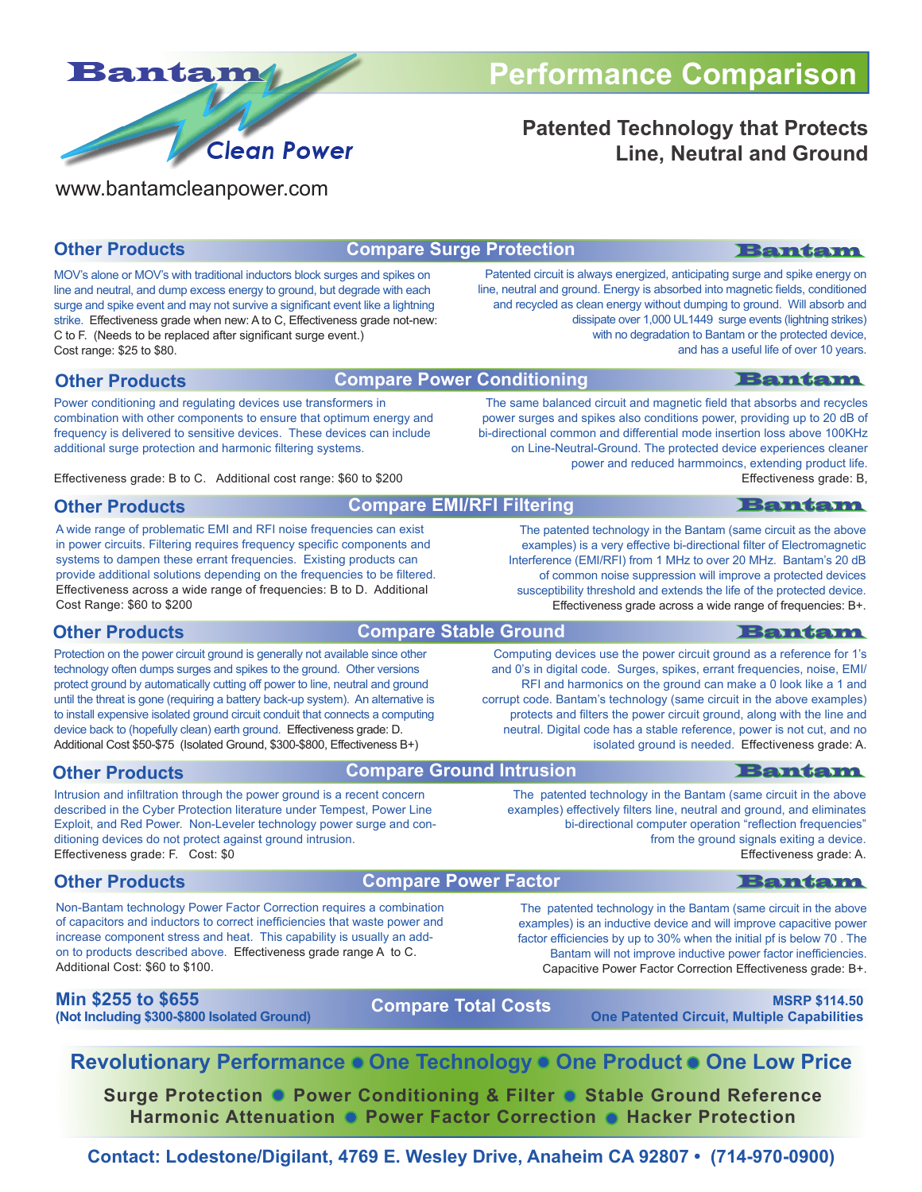# Performance Comparison

Bantam Clean Power

www.bantamcleanpower.com

## Patented Technology that Protects Line, Neutral and Ground

## Compare Surge Protection

**Other Products**

MOV's alone or MOV's with traditional inductors block surges and spikes on line and neutral, and dump excess energy to ground, but degrade with each surge and spike event and may not survive a significant event like a lightning strike. Effectiveness grade when new: A to C, Effectiveness grade not-new: C to F. (Needs to be replaced after significant surge event.) Cost range: $25 to $80.

**Bantam**

Patented circuit is always energized, anticipating surge and spike energy on line, neutral and ground. Energy is absorbed into magnetic fields, conditioned and recycled as clean energy without dumping to ground. Will absorb and dissipate over 1,000 UL1449 surge events (lightning strikes) with no degradation to Bantam or the protected device, and has a useful life of over 10 years.

## Compare Power Conditioning

**Other Products**

Power conditioning and regulating devices use transformers in combination with other components to ensure that optimum energy and frequency is delivered to sensitive devices. These devices can include additional surge protection and harmonic filtering systems.

Effectiveness grade: B to C. Additional cost range: $60 to $200

**Bantam**

The same balanced circuit and magnetic field that absorbs and recycles power surges and spikes also conditions power, providing up to 20 dB of bi-directional common and differential mode insertion loss above 100KHz on Line-Neutral-Ground. The protected device experiences cleaner power and reduced harmmoincs, extending product life.

Effectiveness grade: B,

## Compare EMI/RFI Filtering

**Other Products**

A wide range of problematic EMI and RFI noise frequencies can exist in power circuits. Filtering requires frequency specific components and systems to dampen these errant frequencies. Existing products can provide additional solutions depending on the frequencies to be filtered. Effectiveness across a wide range of frequencies: B to D. Additional Cost Range: $60 to $200

**Bantam**

The patented technology in the Bantam (same circuit as the above examples) is a very effective bi-directional filter of Electromagnetic Interference (EMI/RFI) from 1 MHz to over 20 MHz. Bantam's 20 dB of common noise suppression will improve a protected devices susceptibility threshold and extends the life of the protected device. Effectiveness grade across a wide range of frequencies: B+.

## Compare Stable Ground

**Other Products**

Protection on the power circuit ground is generally not available since other technology often dumps surges and spikes to the ground. Other versions protect ground by automatically cutting off power to line, neutral and ground until the threat is gone (requiring a battery back-up system). An alternative is to install expensive isolated ground circuit conduit that connects a computing device back to (hopefully clean) earth ground. Effectiveness grade: D. Additional Cost $50-$75 (Isolated Ground, $300-$800, Effectiveness B+)

**Bantam**

Computing devices use the power circuit ground as a reference for 1's and 0's in digital code. Surges, spikes, errant frequencies, noise, EMI/RFI and harmonics on the ground can make a 0 look like a 1 and corrupt code. Bantam's technology (same circuit in the above examples) protects and filters the power circuit ground, along with the line and neutral. Digital code has a stable reference, power is not cut, and no isolated ground is needed. Effectiveness grade: A.

## Compare Ground Intrusion

**Other Products**

Intrusion and infiltration through the power ground is a recent concern described in the Cyber Protection literature under Tempest, Power Line Exploit, and Red Power. Non-Leveler technology power surge and conditioning devices do not protect against ground intrusion. Effectiveness grade: F. Cost: $0

**Bantam**

The patented technology in the Bantam (same circuit in the above examples) effectively filters line, neutral and ground, and eliminates bi-directional computer operation "reflection frequencies" from the ground signals exiting a device. Effectiveness grade: A.

## Compare Power Factor

**Other Products**

Non-Bantam technology Power Factor Correction requires a combination of capacitors and inductors to correct inefficiencies that waste power and increase component stress and heat. This capability is usually an add-on to products described above. Effectiveness grade range A to C. Additional Cost: $60 to $100.

**Bantam**

The patented technology in the Bantam (same circuit in the above examples) is an inductive device and will improve capacitive power factor efficiencies by up to 30% when the initial pf is below 70 . The Bantam will not improve inductive power factor inefficiencies. Capacitive Power Factor Correction Effectiveness grade: B+.

## Compare Total Costs

**Other Products:** Min $255 to $655 (Not Including $300-$800 Isolated Ground)

**Bantam:** MSRP $114.50 — One Patented Circuit, Multiple Capabilities

**Revolutionary Performance • One Technology • One Product • One Low Price**

**Surge Protection • Power Conditioning & Filter • Stable Ground Reference**
**Harmonic Attenuation • Power Factor Correction • Hacker Protection**

**Contact: Lodestone/Digilant, 4769 E. Wesley Drive, Anaheim CA 92807 • (714-970-0900)**